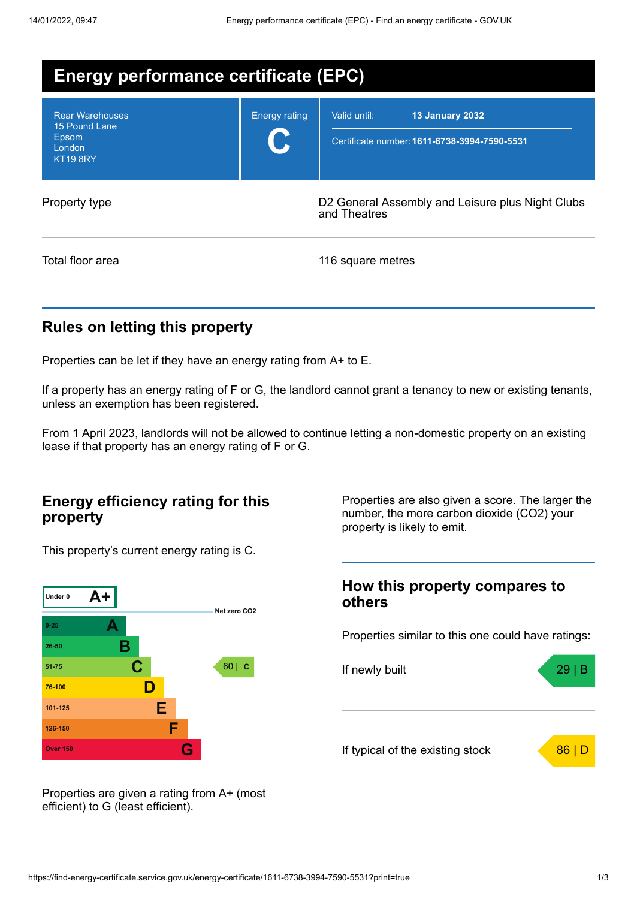# Energy performance certificate (EPC)

| Rear Warehouses<br>15 Pound Lane<br>Epsom<br>London<br>KT19 8RY | Energy rating<br>**C** | Valid until: **13 January 2032**<br>Certificate number: **1611-6738-3994-7590-5531** |
|---|---|---|

| | |
|---|---|
| Property type | D2 General Assembly and Leisure plus Night Clubs and Theatres |
| Total floor area | 116 square metres |

## Rules on letting this property

Properties can be let if they have an energy rating from A+ to E.

If a property has an energy rating of F or G, the landlord cannot grant a tenancy to new or existing tenants, unless an exemption has been registered.

From 1 April 2023, landlords will not be allowed to continue letting a non-domestic property on an existing lease if that property has an energy rating of F or G.

## Energy efficiency rating for this property

This property's current energy rating is C.

| Score | Rating |
|---|---|
| Under 0 | A+ |
| 0-25 | A |
| 26-50 | B |
| 51-75 | C |
| 76-100 | D |
| 101-125 | E |
| 126-150 | F |
| Over 150 | G |

Net zero CO2

Current: 60 | C

Properties are given a rating from A+ (most efficient) to G (least efficient).

Properties are also given a score. The larger the number, the more carbon dioxide ($CO_2$) your property is likely to emit.

## How this property compares to others

Properties similar to this one could have ratings:

| | |
|---|---|
| If newly built | 29 \| B |
| If typical of the existing stock | 86 \| D |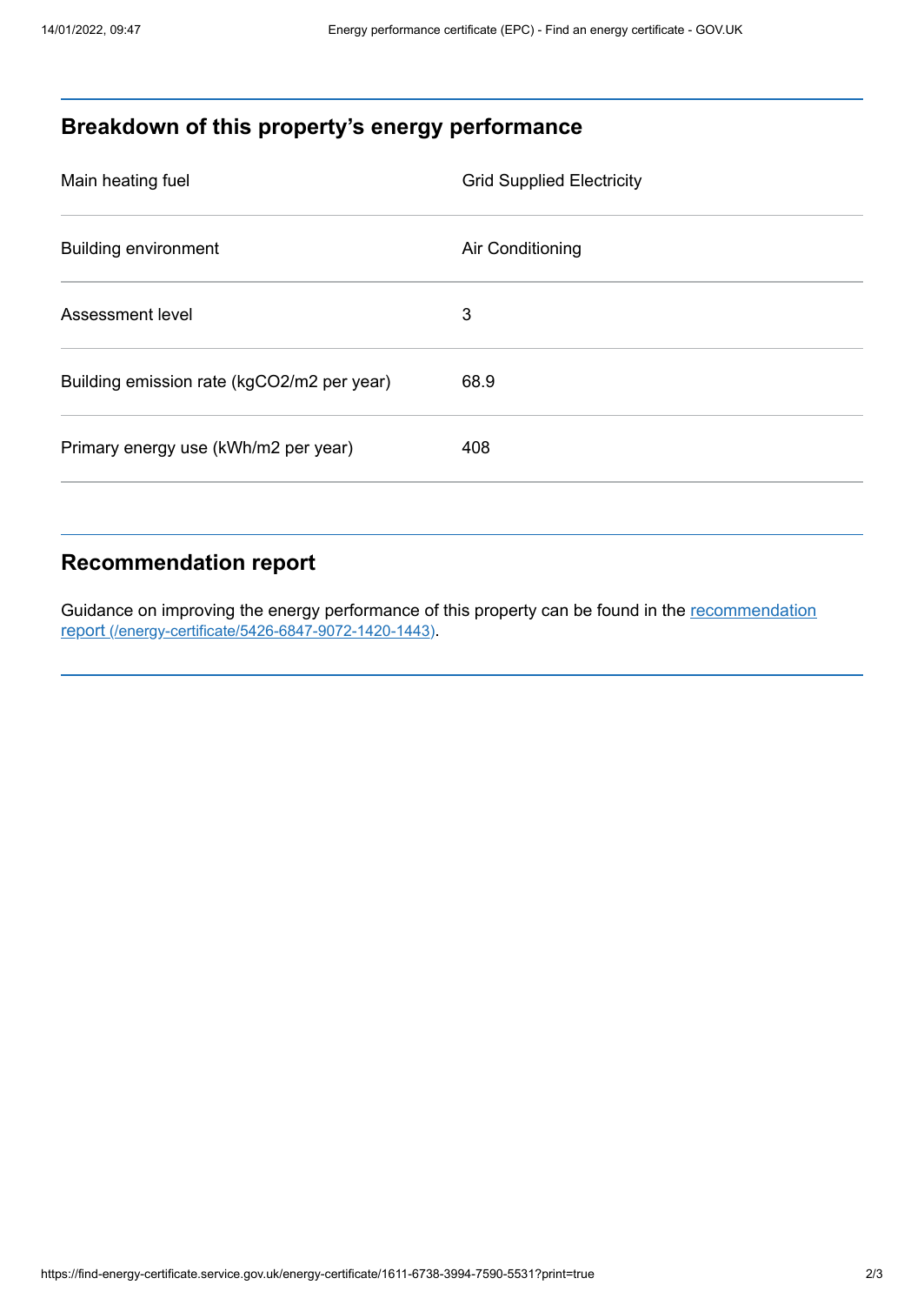## Breakdown of this property's energy performance

| | |
|---|---|
| Main heating fuel | Grid Supplied Electricity |
| Building environment | Air Conditioning |
| Assessment level | 3 |
| Building emission rate (kgCO2/m2 per year) | 68.9 |
| Primary energy use (kWh/m2 per year) | 408 |

## Recommendation report

Guidance on improving the energy performance of this property can be found in the recommendation report (/energy-certificate/5426-6847-9072-1420-1443).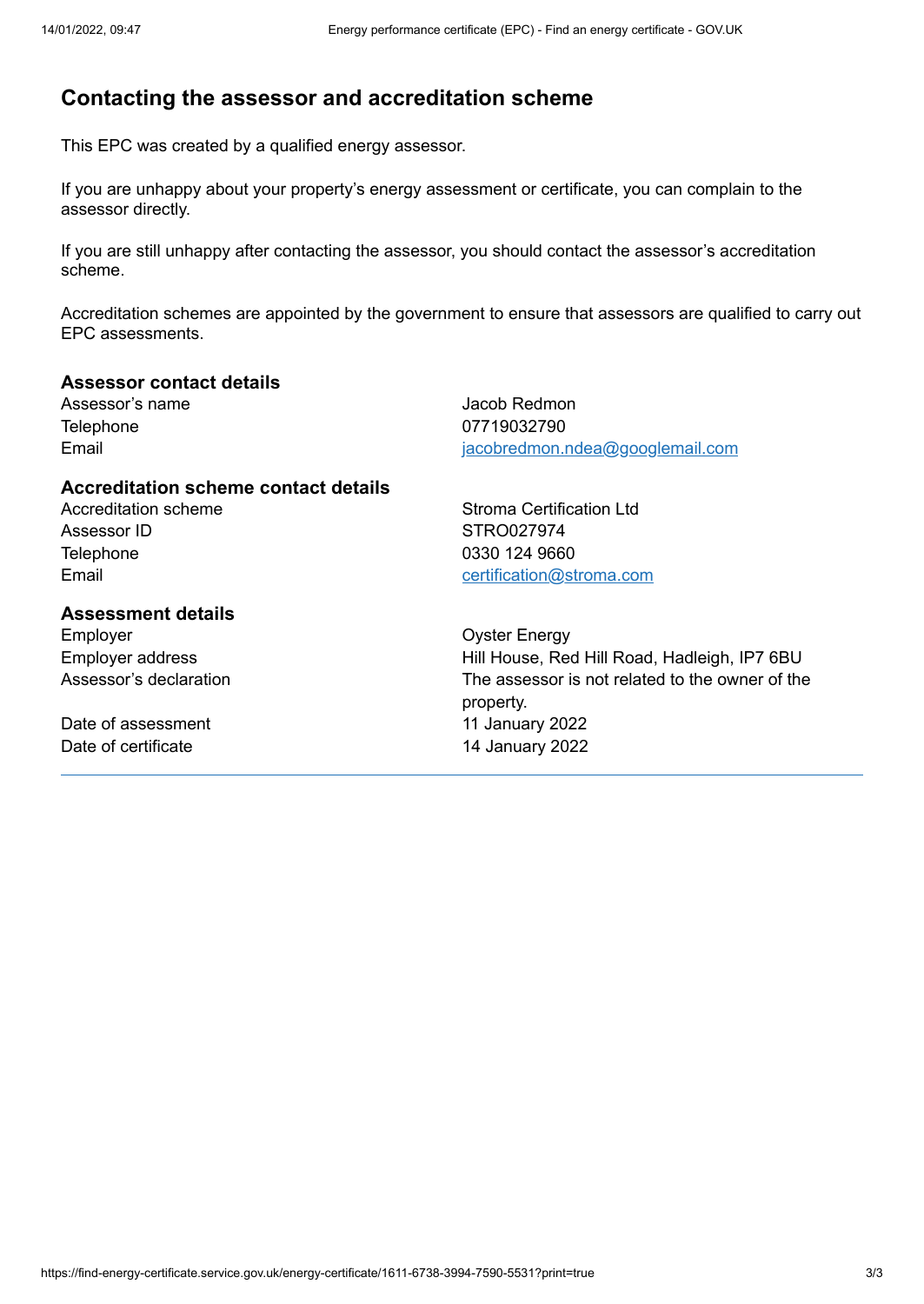## Contacting the assessor and accreditation scheme

This EPC was created by a qualified energy assessor.

If you are unhappy about your property's energy assessment or certificate, you can complain to the assessor directly.

If you are still unhappy after contacting the assessor, you should contact the assessor's accreditation scheme.

Accreditation schemes are appointed by the government to ensure that assessors are qualified to carry out EPC assessments.

### Assessor contact details

| | |
|---|---|
| Assessor's name | Jacob Redmon |
| Telephone | 07719032790 |
| Email | jacobredmon.ndea@googlemail.com |

### Accreditation scheme contact details

| | |
|---|---|
| Accreditation scheme | Stroma Certification Ltd |
| Assessor ID | STRO027974 |
| Telephone | 0330 124 9660 |
| Email | certification@stroma.com |

### Assessment details

| | |
|---|---|
| Employer | Oyster Energy |
| Employer address | Hill House, Red Hill Road, Hadleigh, IP7 6BU |
| Assessor's declaration | The assessor is not related to the owner of the property. |
| Date of assessment | 11 January 2022 |
| Date of certificate | 14 January 2022 |